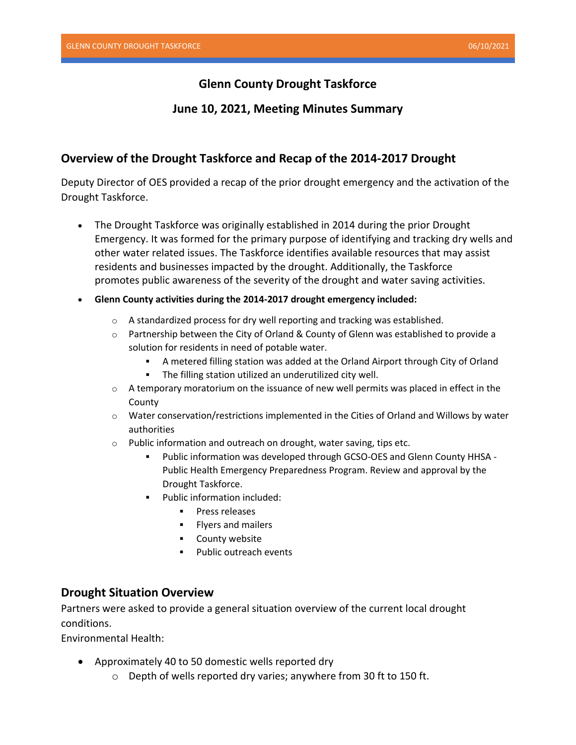# Glenn County Drought Taskforce

## June 10, 2021, Meeting Minutes Summary

## Overview of the Drought Taskforce and Recap of the 2014-2017 Drought

Deputy Director of OES provided a recap of the prior drought emergency and the activation of the Drought Taskforce.

- The Drought Taskforce was originally established in 2014 during the prior Drought Emergency. It was formed for the primary purpose of identifying and tracking dry wells and other water related issues. The Taskforce identifies available resources that may assist residents and businesses impacted by the drought. Additionally, the Taskforce promotes public awareness of the severity of the drought and water saving activities.
- **Glenn County activities during the 2014-2017 drought emergency included:**
  - A standardized process for dry well reporting and tracking was established.
  - Partnership between the City of Orland & County of Glenn was established to provide a solution for residents in need of potable water.
    - A metered filling station was added at the Orland Airport through City of Orland
    - The filling station utilized an underutilized city well.
  - A temporary moratorium on the issuance of new well permits was placed in effect in the County
  - Water conservation/restrictions implemented in the Cities of Orland and Willows by water authorities
  - Public information and outreach on drought, water saving, tips etc.
    - Public information was developed through GCSO-OES and Glenn County HHSA - Public Health Emergency Preparedness Program. Review and approval by the Drought Taskforce.
    - Public information included:
      - Press releases
      - Flyers and mailers
      - County website
      - Public outreach events

## Drought Situation Overview

Partners were asked to provide a general situation overview of the current local drought conditions.

Environmental Health:

- Approximately 40 to 50 domestic wells reported dry
  - Depth of wells reported dry varies; anywhere from 30 ft to 150 ft.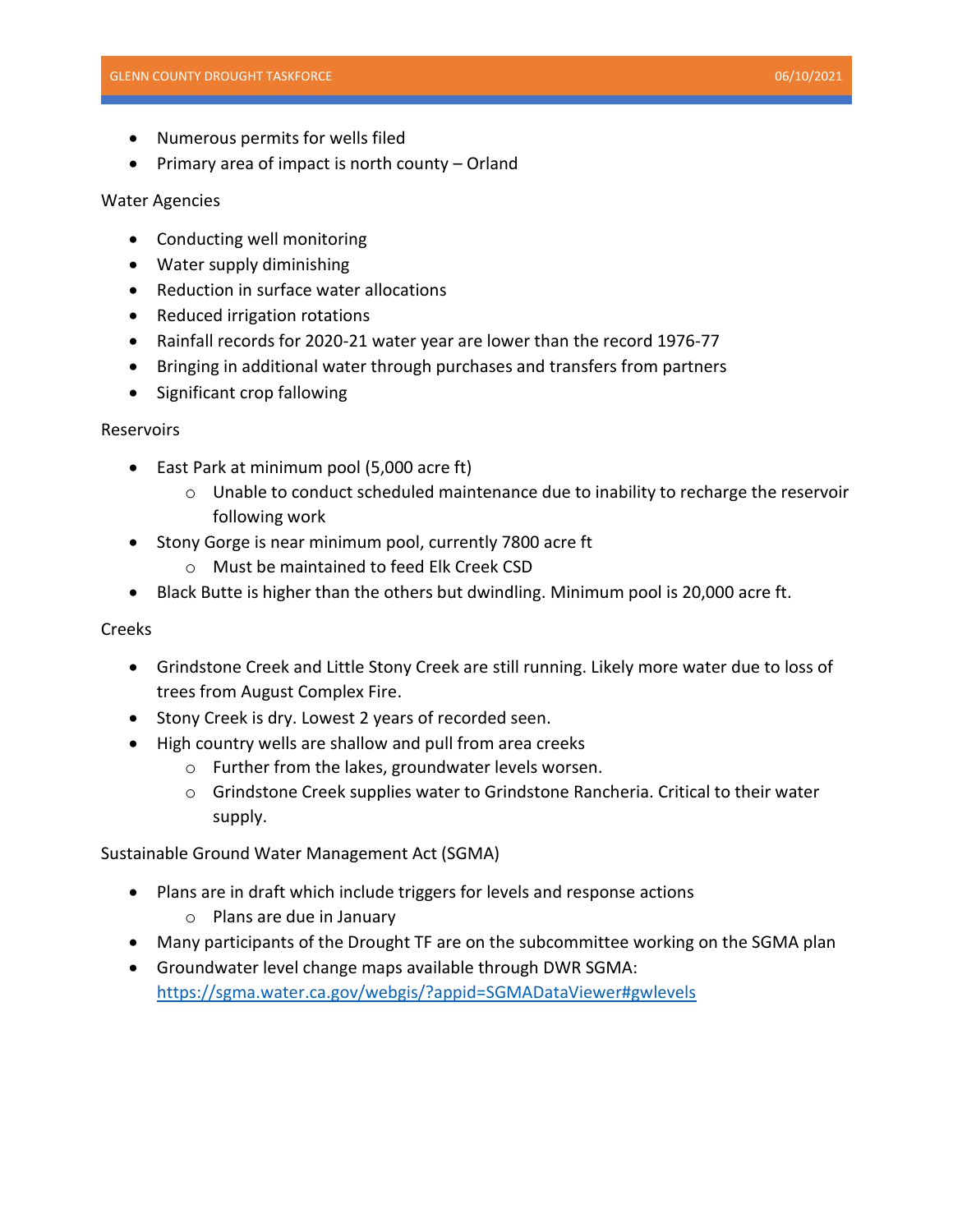- Numerous permits for wells filed
- Primary area of impact is north county – Orland

Water Agencies

- Conducting well monitoring
- Water supply diminishing
- Reduction in surface water allocations
- Reduced irrigation rotations
- Rainfall records for 2020-21 water year are lower than the record 1976-77
- Bringing in additional water through purchases and transfers from partners
- Significant crop fallowing

Reservoirs

- East Park at minimum pool (5,000 acre ft)
  - Unable to conduct scheduled maintenance due to inability to recharge the reservoir following work
- Stony Gorge is near minimum pool, currently 7800 acre ft
  - Must be maintained to feed Elk Creek CSD
- Black Butte is higher than the others but dwindling. Minimum pool is 20,000 acre ft.

Creeks

- Grindstone Creek and Little Stony Creek are still running. Likely more water due to loss of trees from August Complex Fire.
- Stony Creek is dry. Lowest 2 years of recorded seen.
- High country wells are shallow and pull from area creeks
  - Further from the lakes, groundwater levels worsen.
  - Grindstone Creek supplies water to Grindstone Rancheria. Critical to their water supply.

Sustainable Ground Water Management Act (SGMA)

- Plans are in draft which include triggers for levels and response actions
  - Plans are due in January
- Many participants of the Drought TF are on the subcommittee working on the SGMA plan
- Groundwater level change maps available through DWR SGMA: https://sgma.water.ca.gov/webgis/?appid=SGMADataViewer#gwlevels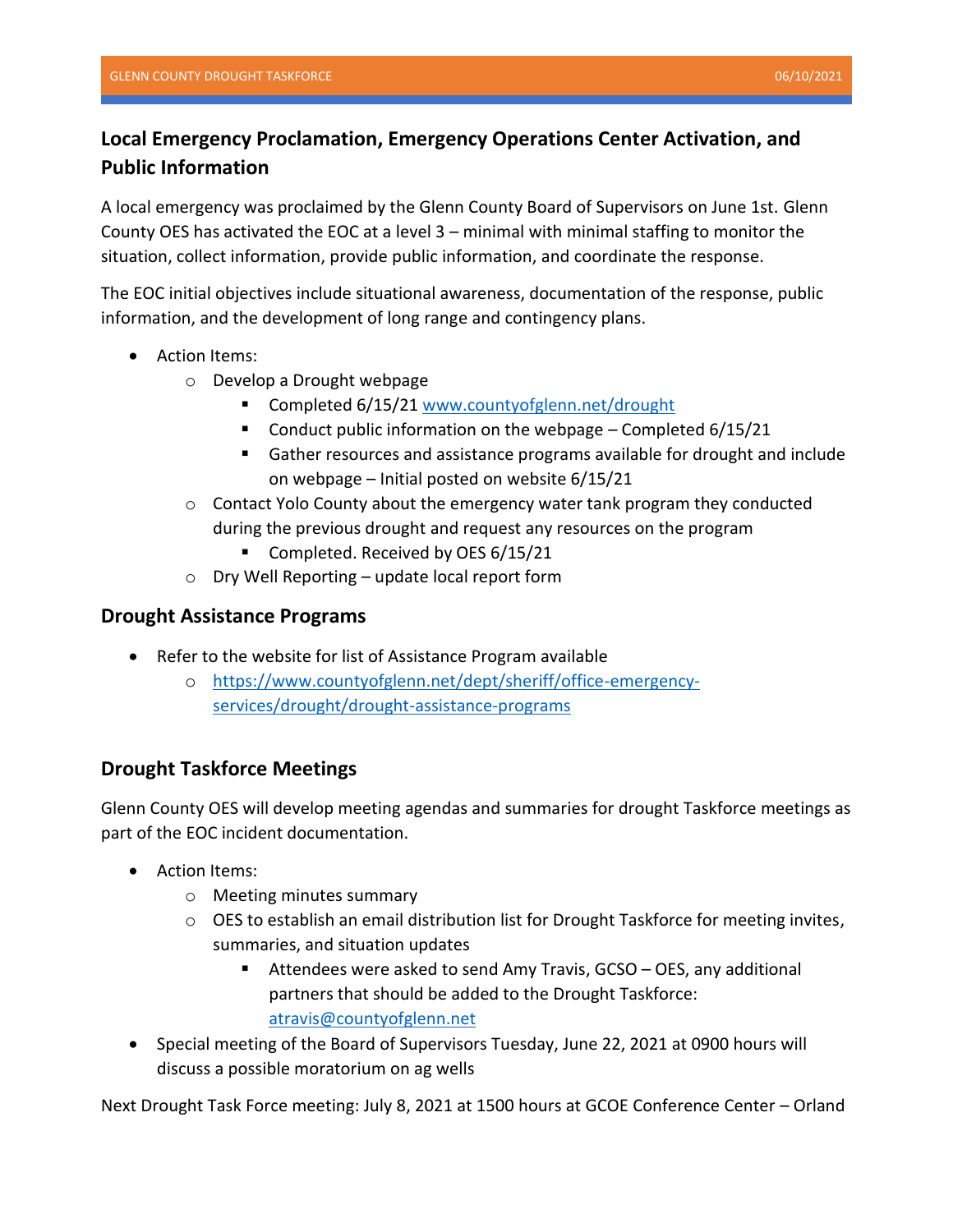## Local Emergency Proclamation, Emergency Operations Center Activation, and Public Information

A local emergency was proclaimed by the Glenn County Board of Supervisors on June 1st. Glenn County OES has activated the EOC at a level 3 – minimal with minimal staffing to monitor the situation, collect information, provide public information, and coordinate the response.

The EOC initial objectives include situational awareness, documentation of the response, public information, and the development of long range and contingency plans.

- Action Items:
  - Develop a Drought webpage
    - Completed 6/15/21 www.countyofglenn.net/drought
    - Conduct public information on the webpage – Completed 6/15/21
    - Gather resources and assistance programs available for drought and include on webpage – Initial posted on website 6/15/21
  - Contact Yolo County about the emergency water tank program they conducted during the previous drought and request any resources on the program
    - Completed. Received by OES 6/15/21
  - Dry Well Reporting – update local report form

## Drought Assistance Programs

- Refer to the website for list of Assistance Program available
  - https://www.countyofglenn.net/dept/sheriff/office-emergency-services/drought/drought-assistance-programs

## Drought Taskforce Meetings

Glenn County OES will develop meeting agendas and summaries for drought Taskforce meetings as part of the EOC incident documentation.

- Action Items:
  - Meeting minutes summary
  - OES to establish an email distribution list for Drought Taskforce for meeting invites, summaries, and situation updates
    - Attendees were asked to send Amy Travis, GCSO – OES, any additional partners that should be added to the Drought Taskforce: atravis@countyofglenn.net
- Special meeting of the Board of Supervisors Tuesday, June 22, 2021 at 0900 hours will discuss a possible moratorium on ag wells

Next Drought Task Force meeting: July 8, 2021 at 1500 hours at GCOE Conference Center – Orland